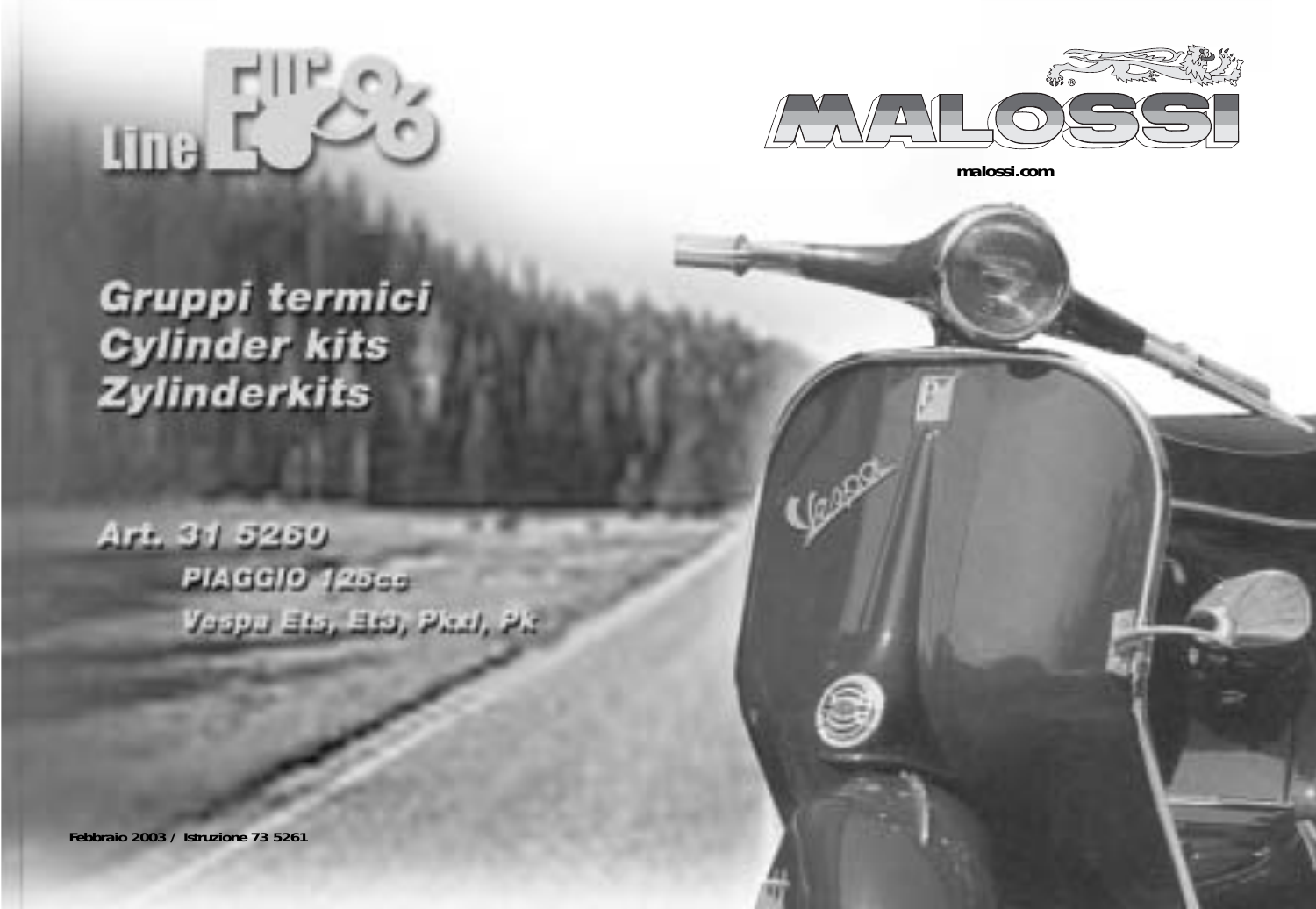Line EUR96

MALOSSI

malossi.com

# Gruppi termici
# Cylinder kits
# Zylinderkits

## Art. 31 5260

### PIAGGIO 125cc

### Vespa Ets, Et3, Pkxl, Pk

Febbraio 2003 / Istruzione 73 5261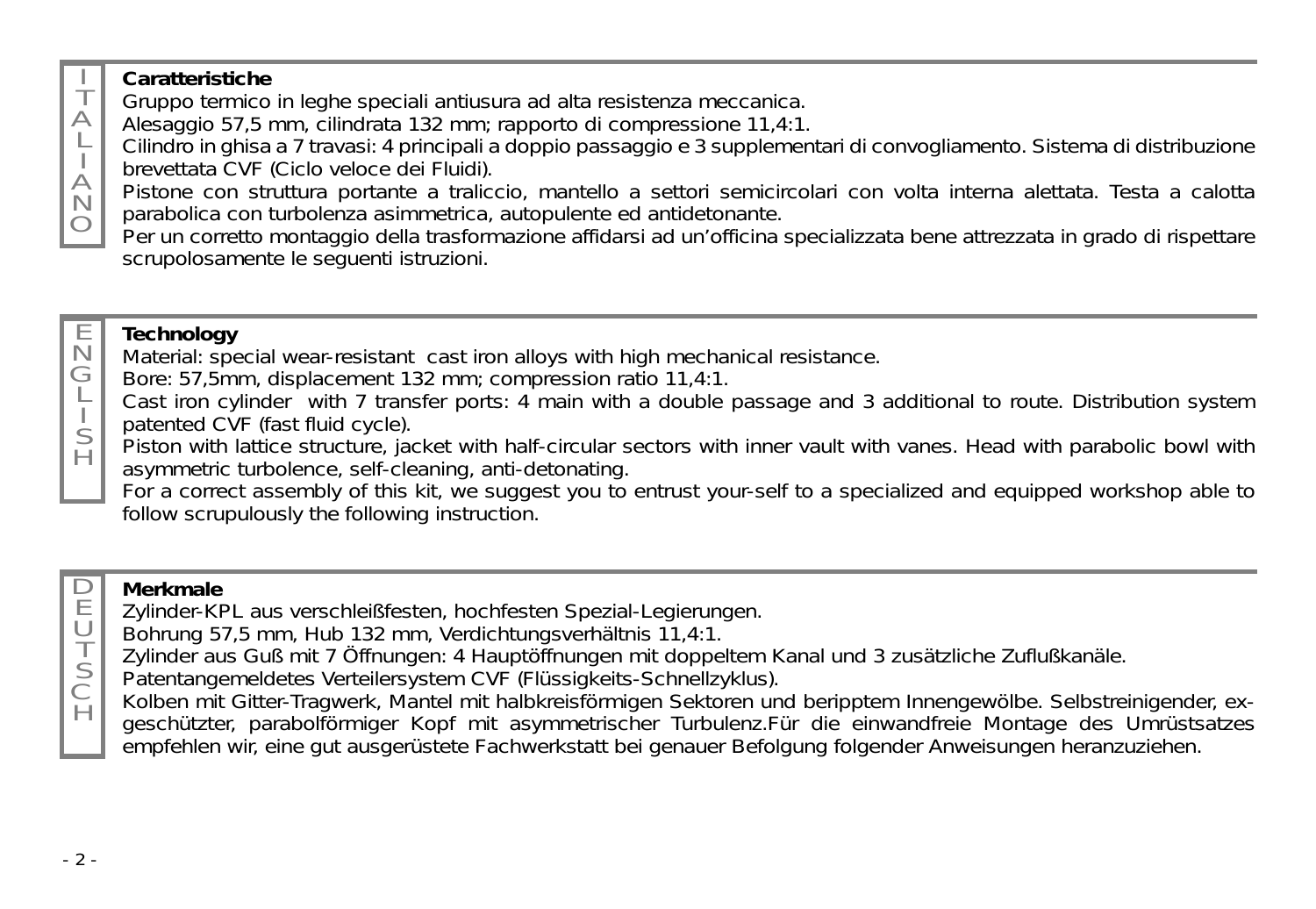ITALIANO

**Caratteristiche**

Gruppo termico in leghe speciali antiusura ad alta resistenza meccanica.
Alesaggio 57,5 mm, cilindrata 132 mm; rapporto di compressione 11,4:1.
Cilindro in ghisa a 7 travasi: 4 principali a doppio passaggio e 3 supplementari di convogliamento. Sistema di distribuzione brevettata CVF (Ciclo veloce dei Fluidi).
Pistone con struttura portante a traliccio, mantello a settori semicircolari con volta interna alettata. Testa a calotta parabolica con turbolenza asimmetrica, autopulente ed antidetonante.
Per un corretto montaggio della trasformazione affidarsi ad un'officina specializzata bene attrezzata in grado di rispettare scrupolosamente le seguenti istruzioni.

ENGLISH

**Technology**

Material: special wear-resistant cast iron alloys with high mechanical resistance.
Bore: 57,5mm, displacement 132 mm; compression ratio 11,4:1.
Cast iron cylinder with 7 transfer ports: 4 main with a double passage and 3 additional to route. Distribution system patented CVF (fast fluid cycle).
Piston with lattice structure, jacket with half-circular sectors with inner vault with vanes. Head with parabolic bowl with asymmetric turbolence, self-cleaning, anti-detonating.
For a correct assembly of this kit, we suggest you to entrust your-self to a specialized and equipped workshop able to follow scrupulously the following instruction.

DEUTSCH

**Merkmale**

Zylinder-KPL aus verschleißfesten, hochfesten Spezial-Legierungen.
Bohrung 57,5 mm, Hub 132 mm, Verdichtungsverhältnis 11,4:1.
Zylinder aus Guß mit 7 Öffnungen: 4 Hauptöffnungen mit doppeltem Kanal und 3 zusätzliche Zuflußkanäle.
Patentangemeldetes Verteilersystem CVF (Flüssigkeits-Schnellzyklus).
Kolben mit Gitter-Tragwerk, Mantel mit halbkreisförmigen Sektoren und beripptem Innengewölbe. Selbstreinigender, ex-geschützter, parabolförmiger Kopf mit asymmetrischer Turbulenz.Für die einwandfreie Montage des Umrüstsatzes empfehlen wir, eine gut ausgerüstete Fachwerkstatt bei genauer Befolgung folgender Anweisungen heranzuziehen.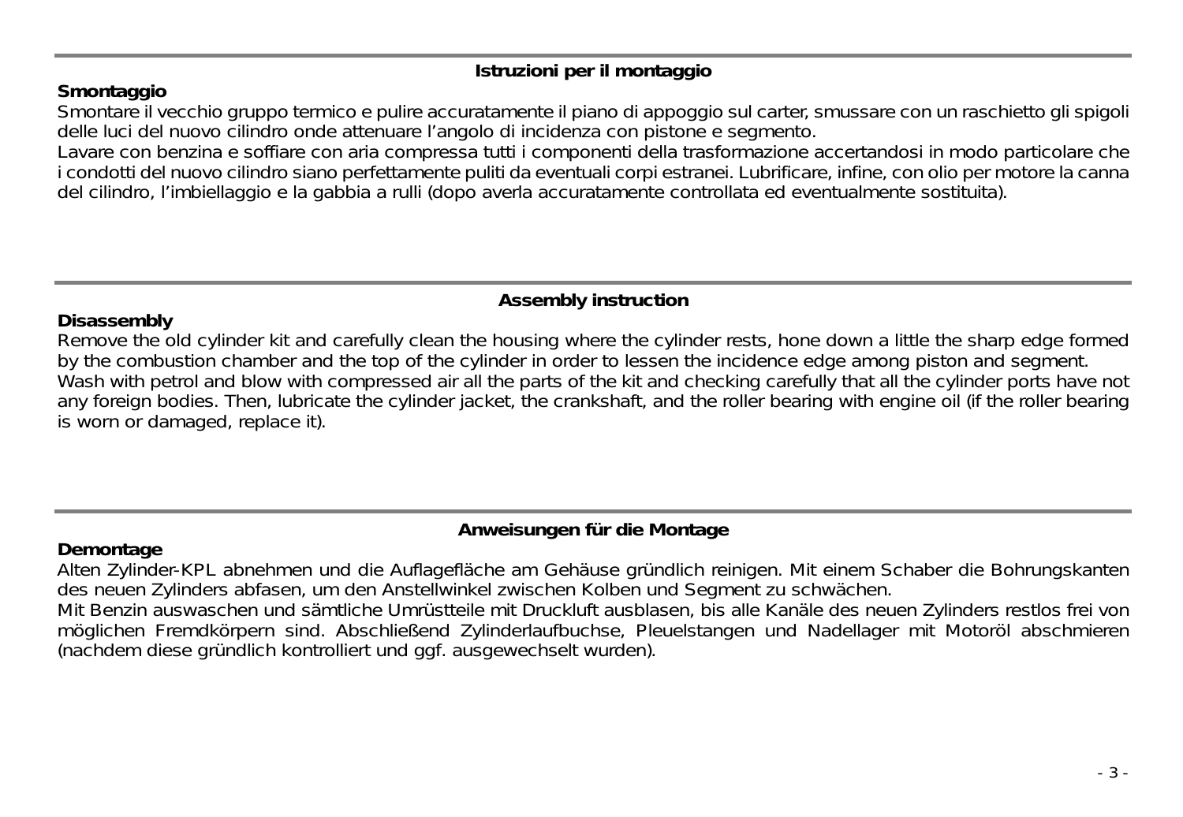## Istruzioni per il montaggio

**Smontaggio**

Smontare il vecchio gruppo termico e pulire accuratamente il piano di appoggio sul carter, smussare con un raschietto gli spigoli delle luci del nuovo cilindro onde attenuare l'angolo di incidenza con pistone e segmento.

Lavare con benzina e soffiare con aria compressa tutti i componenti della trasformazione accertandosi in modo particolare che i condotti del nuovo cilindro siano perfettamente puliti da eventuali corpi estranei. Lubrificare, infine, con olio per motore la canna del cilindro, l'imbiellaggio e la gabbia a rulli (dopo averla accuratamente controllata ed eventualmente sostituita).

## Assembly instruction

**Disassembly**

Remove the old cylinder kit and carefully clean the housing where the cylinder rests, hone down a little the sharp edge formed by the combustion chamber and the top of the cylinder in order to lessen the incidence edge among piston and segment.

Wash with petrol and blow with compressed air all the parts of the kit and checking carefully that all the cylinder ports have not any foreign bodies. Then, lubricate the cylinder jacket, the crankshaft, and the roller bearing with engine oil (if the roller bearing is worn or damaged, replace it).

## Anweisungen für die Montage

**Demontage**

Alten Zylinder-KPL abnehmen und die Auflagefläche am Gehäuse gründlich reinigen. Mit einem Schaber die Bohrungskanten des neuen Zylinders abfasen, um den Anstellwinkel zwischen Kolben und Segment zu schwächen.

Mit Benzin auswaschen und sämtliche Umrüstteile mit Druckluft ausblasen, bis alle Kanäle des neuen Zylinders restlos frei von möglichen Fremdkörpern sind. Abschließend Zylinderlaufbuchse, Pleuelstangen und Nadellager mit Motoröl abschmieren (nachdem diese gründlich kontrolliert und ggf. ausgewechselt wurden).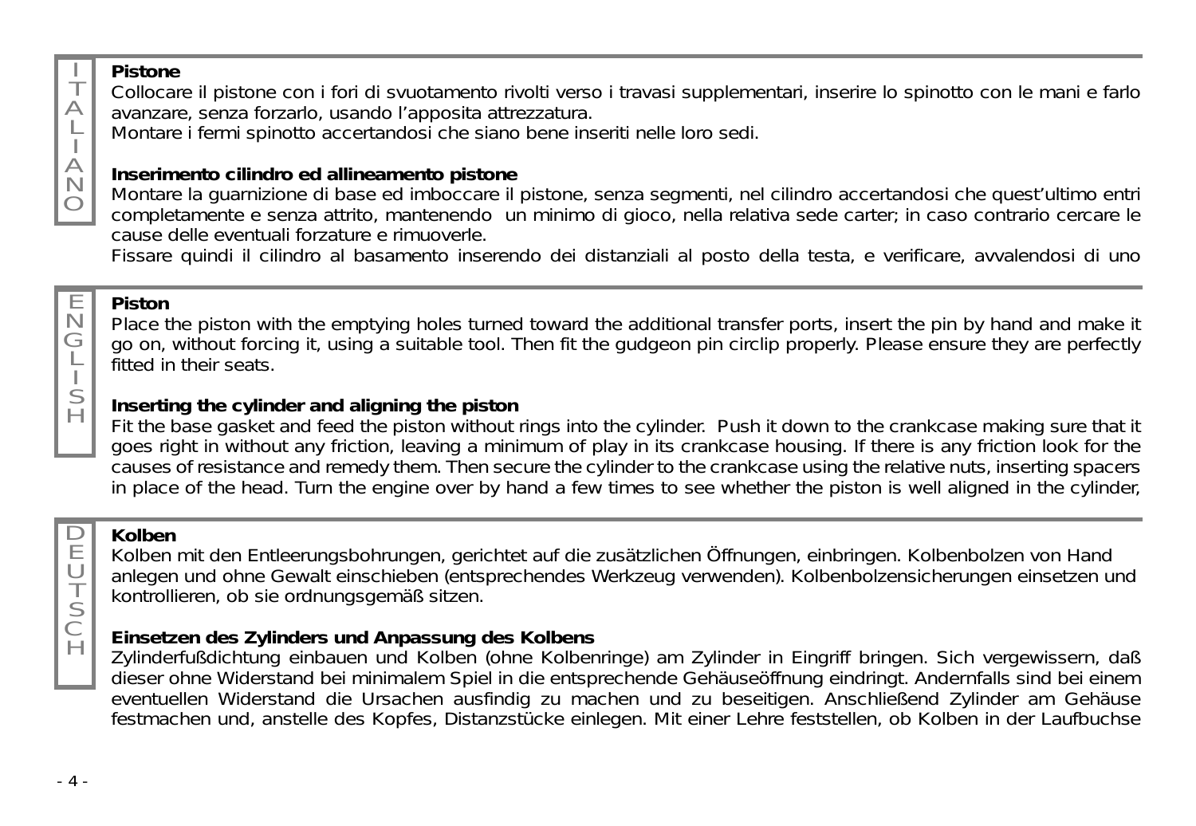ITALIANO

**Pistone**

Collocare il pistone con i fori di svuotamento rivolti verso i travasi supplementari, inserire lo spinotto con le mani e farlo avanzare, senza forzarlo, usando l'apposita attrezzatura.

Montare i fermi spinotto accertandosi che siano bene inseriti nelle loro sedi.

**Inserimento cilindro ed allineamento pistone**

Montare la guarnizione di base ed imboccare il pistone, senza segmenti, nel cilindro accertandosi che quest'ultimo entri completamente e senza attrito, mantenendo un minimo di gioco, nella relativa sede carter; in caso contrario cercare le cause delle eventuali forzature e rimuoverle.

Fissare quindi il cilindro al basamento inserendo dei distanziali al posto della testa, e verificare, avvalendosi di uno

ENGLISH

**Piston**

Place the piston with the emptying holes turned toward the additional transfer ports, insert the pin by hand and make it go on, without forcing it, using a suitable tool. Then fit the gudgeon pin circlip properly. Please ensure they are perfectly fitted in their seats.

**Inserting the cylinder and aligning the piston**

Fit the base gasket and feed the piston without rings into the cylinder. Push it down to the crankcase making sure that it goes right in without any friction, leaving a minimum of play in its crankcase housing. If there is any friction look for the causes of resistance and remedy them. Then secure the cylinder to the crankcase using the relative nuts, inserting spacers in place of the head. Turn the engine over by hand a few times to see whether the piston is well aligned in the cylinder,

DEUTSCH

**Kolben**

Kolben mit den Entleerungsbohrungen, gerichtet auf die zusätzlichen Öffnungen, einbringen. Kolbenbolzen von Hand anlegen und ohne Gewalt einschieben (entsprechendes Werkzeug verwenden). Kolbenbolzensicherungen einsetzen und kontrollieren, ob sie ordnungsgemäß sitzen.

**Einsetzen des Zylinders und Anpassung des Kolbens**

Zylinderfußdichtung einbauen und Kolben (ohne Kolbenringe) am Zylinder in Eingriff bringen. Sich vergewissern, daß dieser ohne Widerstand bei minimalem Spiel in die entsprechende Gehäuseöffnung eindringt. Andernfalls sind bei einem eventuellen Widerstand die Ursachen ausfindig zu machen und zu beseitigen. Anschließend Zylinder am Gehäuse festmachen und, anstelle des Kopfes, Distanzstücke einlegen. Mit einer Lehre feststellen, ob Kolben in der Laufbuchse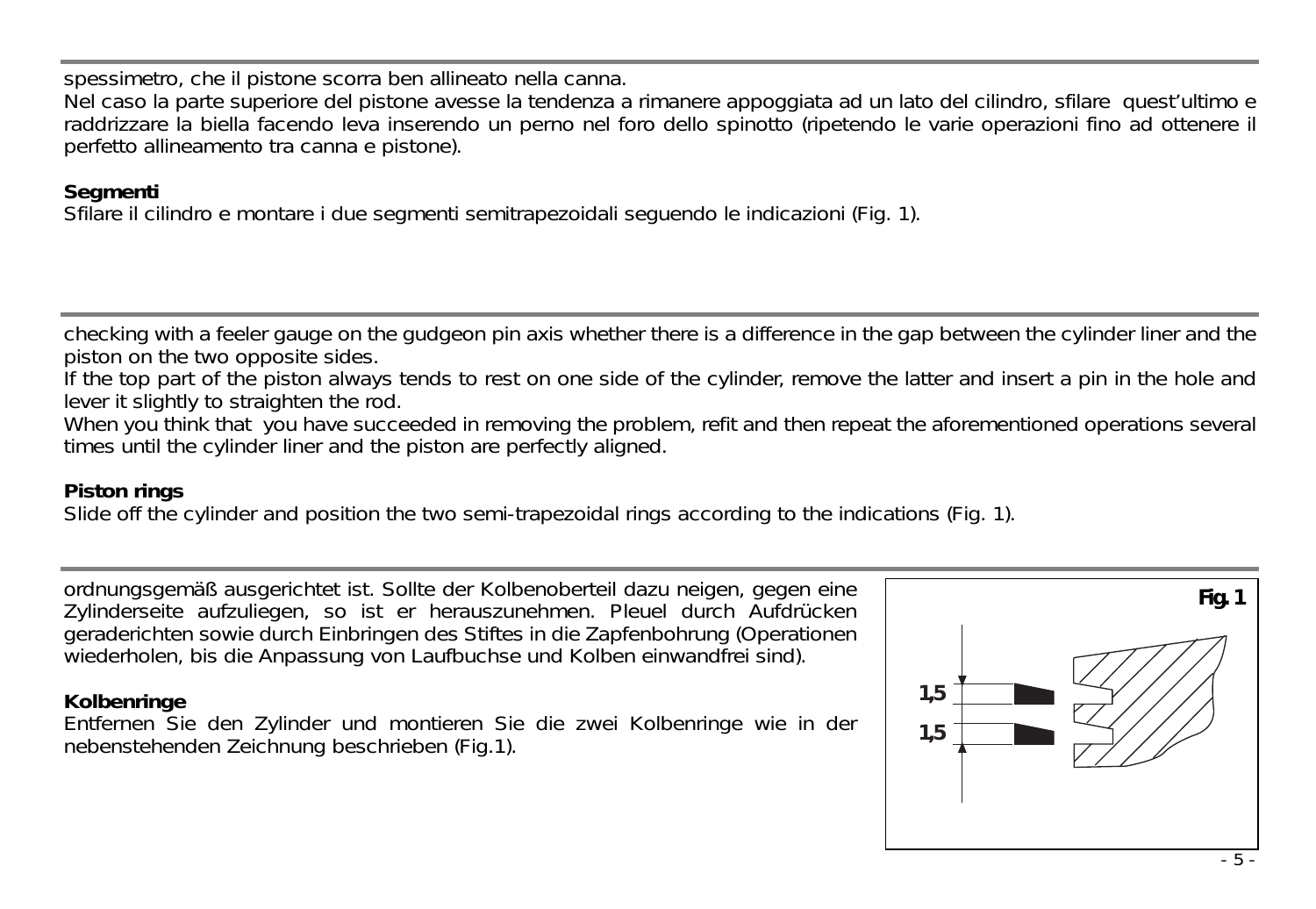spessimetro, che il pistone scorra ben allineato nella canna.
Nel caso la parte superiore del pistone avesse la tendenza a rimanere appoggiata ad un lato del cilindro, sfilare quest'ultimo e raddrizzare la biella facendo leva inserendo un perno nel foro dello spinotto (ripetendo le varie operazioni fino ad ottenere il perfetto allineamento tra canna e pistone).

**Segmenti**
Sfilare il cilindro e montare i due segmenti semitrapezoidali seguendo le indicazioni (Fig. 1).

---

checking with a feeler gauge on the gudgeon pin axis whether there is a difference in the gap between the cylinder liner and the piston on the two opposite sides.
If the top part of the piston always tends to rest on one side of the cylinder, remove the latter and insert a pin in the hole and lever it slightly to straighten the rod.
When you think that you have succeeded in removing the problem, refit and then repeat the aforementioned operations several times until the cylinder liner and the piston are perfectly aligned.

**Piston rings**
Slide off the cylinder and position the two semi-trapezoidal rings according to the indications (Fig. 1).

---

ordnungsgemäß ausgerichtet ist. Sollte der Kolbenoberteil dazu neigen, gegen eine Zylinderseite aufzuliegen, so ist er herauszunehmen. Pleuel durch Aufdrücken geraderichten sowie durch Einbringen des Stiftes in die Zapfenbohrung (Operationen wiederholen, bis die Anpassung von Laufbuchse und Kolben einwandfrei sind).

**Kolbenringe**
Entfernen Sie den Zylinder und montieren Sie die zwei Kolbenringe wie in der nebenstehenden Zeichnung beschrieben (Fig.1).

**Fig. 1**

1,5
1,5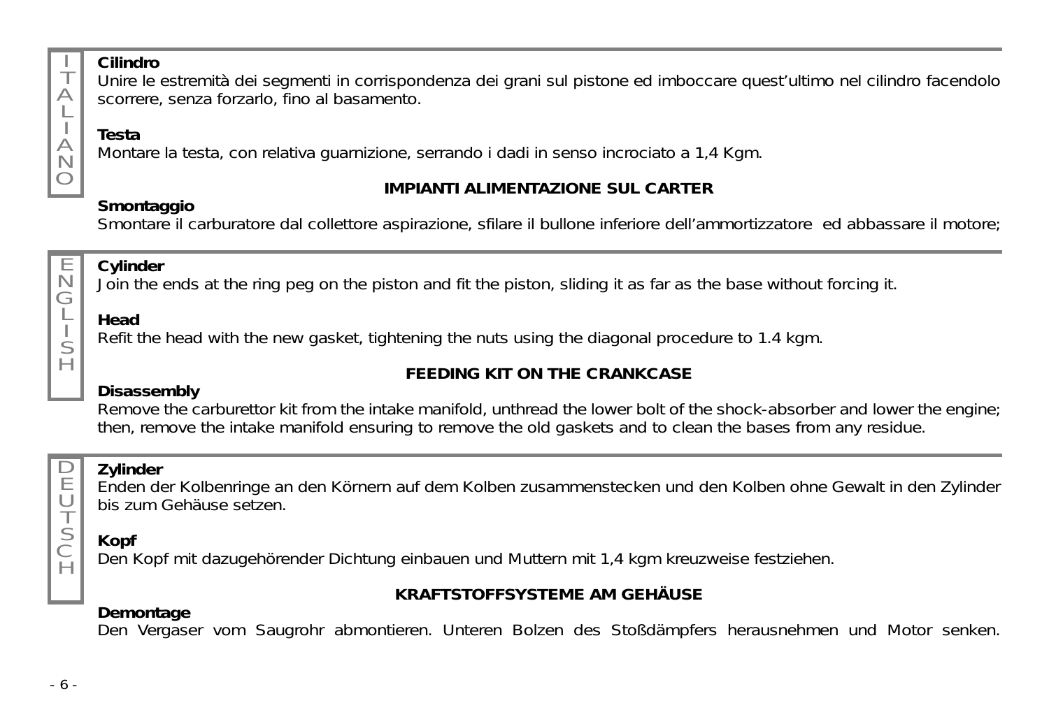ITALIANO

**Cilindro**

Unire le estremità dei segmenti in corrispondenza dei grani sul pistone ed imboccare quest'ultimo nel cilindro facendolo scorrere, senza forzarlo, fino al basamento.

**Testa**

Montare la testa, con relativa guarnizione, serrando i dadi in senso incrociato a 1,4 Kgm.

**IMPIANTI ALIMENTAZIONE SUL CARTER**

**Smontaggio**

Smontare il carburatore dal collettore aspirazione, sfilare il bullone inferiore dell'ammortizzatore ed abbassare il motore;

ENGLISH

**Cylinder**

Join the ends at the ring peg on the piston and fit the piston, sliding it as far as the base without forcing it.

**Head**

Refit the head with the new gasket, tightening the nuts using the diagonal procedure to 1.4 kgm.

**FEEDING KIT ON THE CRANKCASE**

**Disassembly**

Remove the carburettor kit from the intake manifold, unthread the lower bolt of the shock-absorber and lower the engine; then, remove the intake manifold ensuring to remove the old gaskets and to clean the bases from any residue.

DEUTSCH

**Zylinder**

Enden der Kolbenringe an den Körnern auf dem Kolben zusammenstecken und den Kolben ohne Gewalt in den Zylinder bis zum Gehäuse setzen.

**Kopf**

Den Kopf mit dazugehörender Dichtung einbauen und Muttern mit 1,4 kgm kreuzweise festziehen.

**KRAFTSTOFFSYSTEME AM GEHÄUSE**

**Demontage**

Den Vergaser vom Saugrohr abmontieren. Unteren Bolzen des Stoßdämpfers herausnehmen und Motor senken.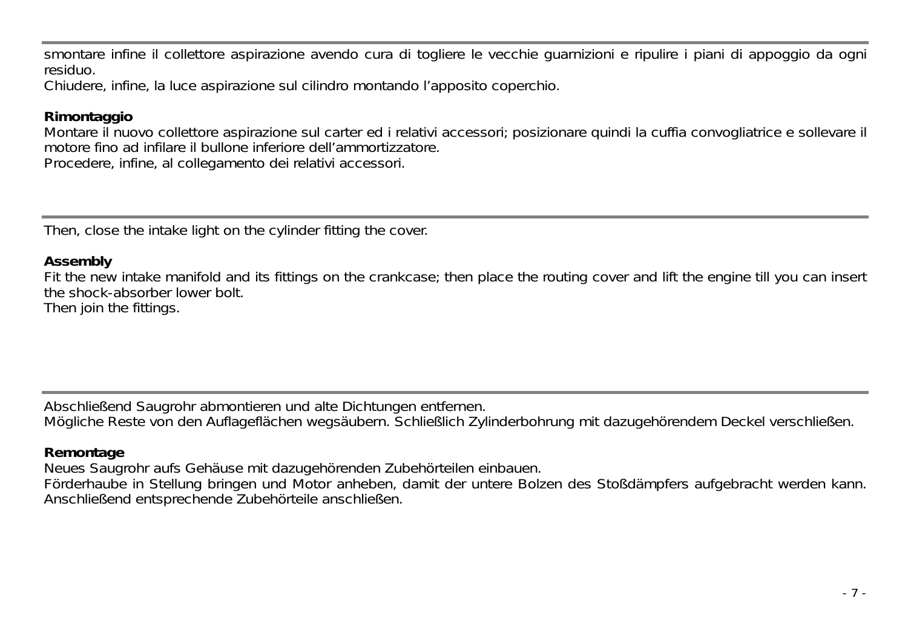smontare infine il collettore aspirazione avendo cura di togliere le vecchie guarnizioni e ripulire i piani di appoggio da ogni residuo.
Chiudere, infine, la luce aspirazione sul cilindro montando l'apposito coperchio.

**Rimontaggio**
Montare il nuovo collettore aspirazione sul carter ed i relativi accessori; posizionare quindi la cuffia convogliatrice e sollevare il motore fino ad infilare il bullone inferiore dell'ammortizzatore.
Procedere, infine, al collegamento dei relativi accessori.

---

Then, close the intake light on the cylinder fitting the cover.

**Assembly**
Fit the new intake manifold and its fittings on the crankcase; then place the routing cover and lift the engine till you can insert the shock-absorber lower bolt.
Then join the fittings.

---

Abschließend Saugrohr abmontieren und alte Dichtungen entfernen.
Mögliche Reste von den Auflageflächen wegsäubern. Schließlich Zylinderbohrung mit dazugehörendem Deckel verschließen.

**Remontage**
Neues Saugrohr aufs Gehäuse mit dazugehörenden Zubehörteilen einbauen.
Förderhaube in Stellung bringen und Motor anheben, damit der untere Bolzen des Stoßdämpfers aufgebracht werden kann. Anschließend entsprechende Zubehörteile anschließen.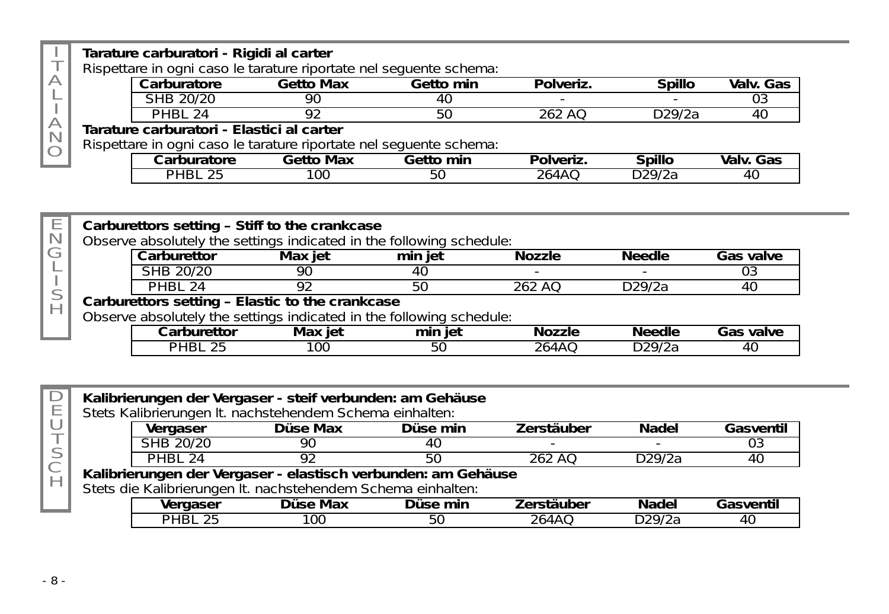ITALIANO

**Tarature carburatori - Rigidi al carter**

Rispettare in ogni caso le tarature riportate nel seguente schema:

| Carburatore | Getto Max | Getto min | Polveriz. | Spillo | Valv. Gas |
|---|---|---|---|---|---|
| SHB 20/20 | 90 | 40 | - | - | 03 |
| PHBL 24 | 92 | 50 | 262 AQ | D29/2a | 40 |

**Tarature carburatori - Elastici al carter**

Rispettare in ogni caso le tarature riportate nel seguente schema:

| Carburatore | Getto Max | Getto min | Polveriz. | Spillo | Valv. Gas |
|---|---|---|---|---|---|
| PHBL 25 | 100 | 50 | 264AQ | D29/2a | 40 |

ENGLISH

**Carburettors setting – Stiff to the crankcase**

Observe absolutely the settings indicated in the following schedule:

| Carburettor | Max jet | min jet | Nozzle | Needle | Gas valve |
|---|---|---|---|---|---|
| SHB 20/20 | 90 | 40 | - | - | 03 |
| PHBL 24 | 92 | 50 | 262 AQ | D29/2a | 40 |

**Carburettors setting – Elastic to the crankcase**

Observe absolutely the settings indicated in the following schedule:

| Carburettor | Max jet | min jet | Nozzle | Needle | Gas valve |
|---|---|---|---|---|---|
| PHBL 25 | 100 | 50 | 264AQ | D29/2a | 40 |

DEUTSCH

**Kalibrierungen der Vergaser - steif verbunden: am Gehäuse**

Stets Kalibrierungen lt. nachstehendem Schema einhalten:

| Vergaser | Düse Max | Düse min | Zerstäuber | Nadel | Gasventil |
|---|---|---|---|---|---|
| SHB 20/20 | 90 | 40 | - | - | 03 |
| PHBL 24 | 92 | 50 | 262 AQ | D29/2a | 40 |

**Kalibrierungen der Vergaser - elastisch verbunden: am Gehäuse**

Stets die Kalibrierungen lt. nachstehendem Schema einhalten:

| Vergaser | Düse Max | Düse min | Zerstäuber | Nadel | Gasventil |
|---|---|---|---|---|---|
| PHBL 25 | 100 | 50 | 264AQ | D29/2a | 40 |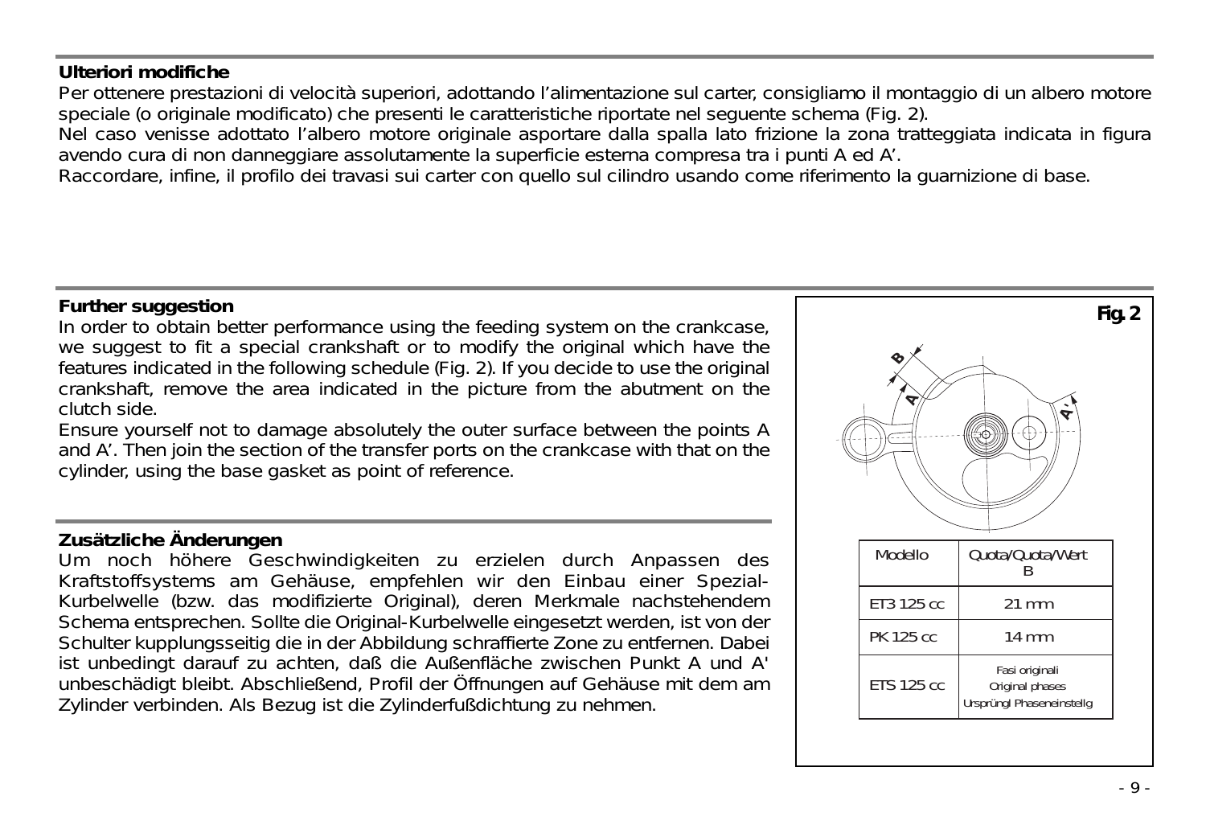## Ulteriori modifiche

Per ottenere prestazioni di velocità superiori, adottando l'alimentazione sul carter, consigliamo il montaggio di un albero motore speciale (o originale modificato) che presenti le caratteristiche riportate nel seguente schema (Fig. 2).
Nel caso venisse adottato l'albero motore originale asportare dalla spalla lato frizione la zona tratteggiata indicata in figura avendo cura di non danneggiare assolutamente la superficie esterna compresa tra i punti A ed A'.
Raccordare, infine, il profilo dei travasi sui carter con quello sul cilindro usando come riferimento la guarnizione di base.

## Further suggestion

In order to obtain better performance using the feeding system on the crankcase, we suggest to fit a special crankshaft or to modify the original which have the features indicated in the following schedule (Fig. 2). If you decide to use the original crankshaft, remove the area indicated in the picture from the abutment on the clutch side.
Ensure yourself not to damage absolutely the outer surface between the points A and A'. Then join the section of the transfer ports on the crankcase with that on the cylinder, using the base gasket as point of reference.

## Zusätzliche Änderungen

Um noch höhere Geschwindigkeiten zu erzielen durch Anpassen des Kraftstoffsystems am Gehäuse, empfehlen wir den Einbau einer Spezial-Kurbelwelle (bzw. das modifizierte Original), deren Merkmale nachstehendem Schema entsprechen. Sollte die Original-Kurbelwelle eingesetzt werden, ist von der Schulter kupplungsseitig die in der Abbildung schraffierte Zone zu entfernen. Dabei ist unbedingt darauf zu achten, daß die Außenfläche zwischen Punkt A und A' unbeschädigt bleibt. Abschließend, Profil der Öffnungen auf Gehäuse mit dem am Zylinder verbinden. Als Bezug ist die Zylinderfußdichtung zu nehmen.

**Fig. 2**

| Modello | Quota/Quota/Wert B |
|---|---|
| ET3 125 cc | 21 mm |
| PK 125 cc | 14 mm |
| ETS 125 cc | Fasi originali<br>Original phases<br>Ursprüngl Phaseneinstellg |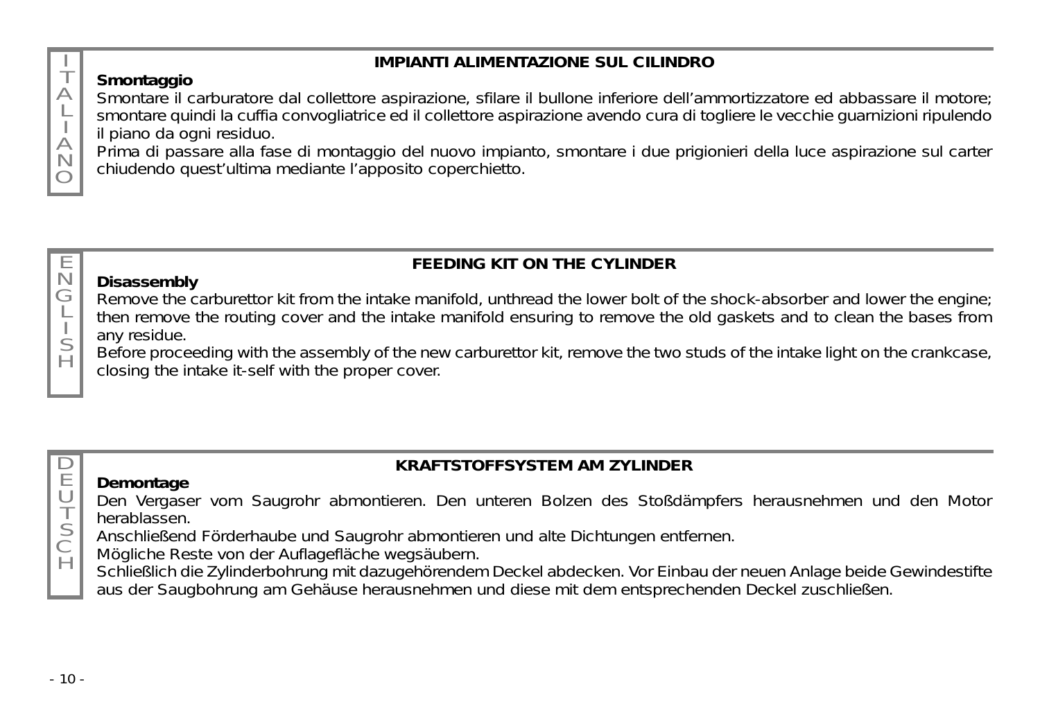ITALIANO

## IMPIANTI ALIMENTAZIONE SUL CILINDRO

**Smontaggio**

Smontare il carburatore dal collettore aspirazione, sfilare il bullone inferiore dell’ammortizzatore ed abbassare il motore; smontare quindi la cuffia convogliatrice ed il collettore aspirazione avendo cura di togliere le vecchie guarnizioni ripulendo il piano da ogni residuo.

Prima di passare alla fase di montaggio del nuovo impianto, smontare i due prigionieri della luce aspirazione sul carter chiudendo quest’ultima mediante l’apposito coperchietto.

ENGLISH

## FEEDING KIT ON THE CYLINDER

**Disassembly**

Remove the carburettor kit from the intake manifold, unthread the lower bolt of the shock-absorber and lower the engine; then remove the routing cover and the intake manifold ensuring to remove the old gaskets and to clean the bases from any residue.

Before proceeding with the assembly of the new carburettor kit, remove the two studs of the intake light on the crankcase, closing the intake it-self with the proper cover.

DEUTSCH

## KRAFTSTOFFSYSTEM AM ZYLINDER

**Demontage**

Den Vergaser vom Saugrohr abmontieren. Den unteren Bolzen des Stoßdämpfers herausnehmen und den Motor herablassen.

Anschließend Förderhaube und Saugrohr abmontieren und alte Dichtungen entfernen.

Mögliche Reste von der Auflagefläche wegsäubern.

Schließlich die Zylinderbohrung mit dazugehörendem Deckel abdecken. Vor Einbau der neuen Anlage beide Gewindestifte aus der Saugbohrung am Gehäuse herausnehmen und diese mit dem entsprechenden Deckel zuschließen.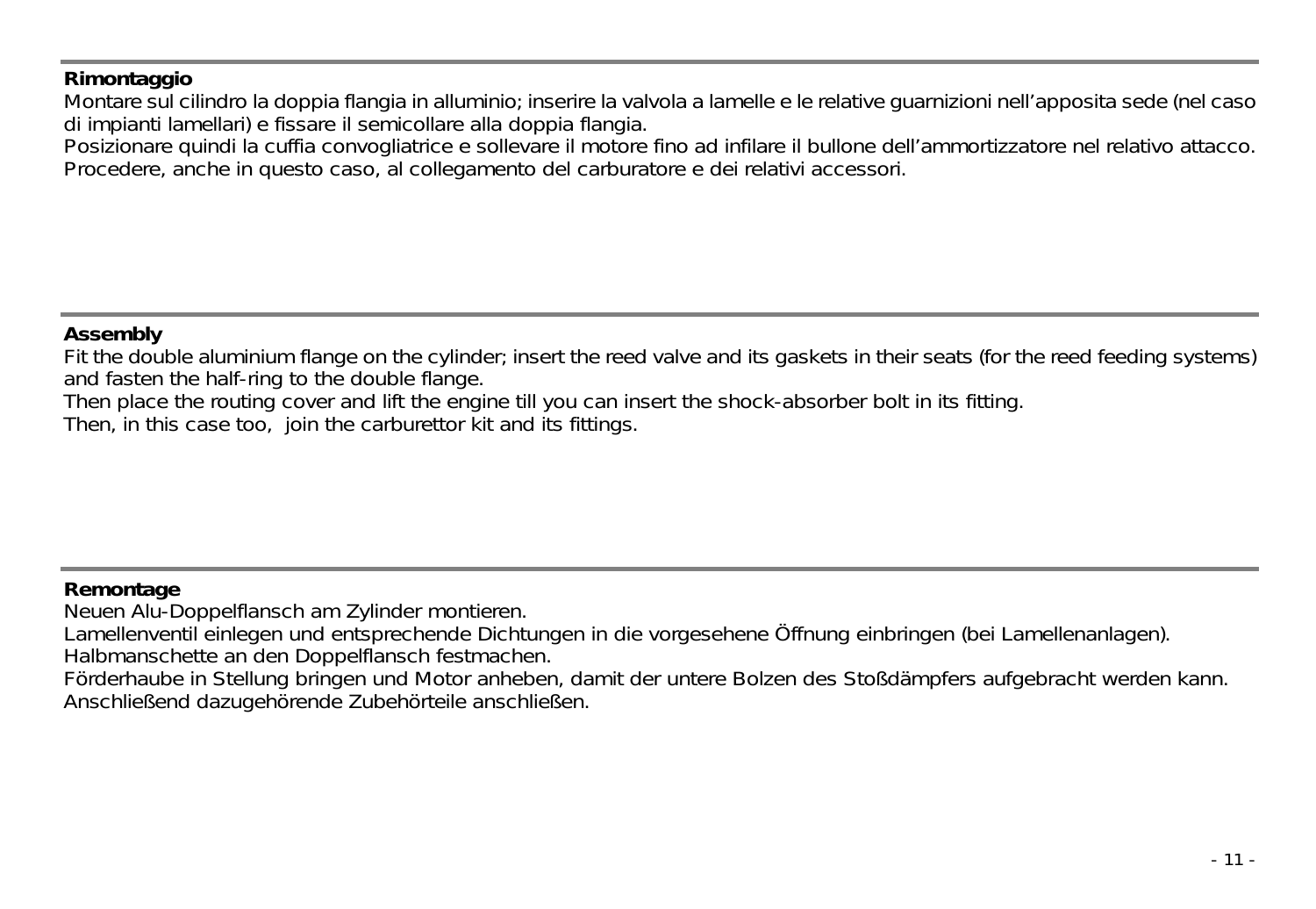**Rimontaggio**

Montare sul cilindro la doppia flangia in alluminio; inserire la valvola a lamelle e le relative guarnizioni nell'apposita sede (nel caso di impianti lamellari) e fissare il semicollare alla doppia flangia.
Posizionare quindi la cuffia convogliatrice e sollevare il motore fino ad infilare il bullone dell'ammortizzatore nel relativo attacco.
Procedere, anche in questo caso, al collegamento del carburatore e dei relativi accessori.

**Assembly**

Fit the double aluminium flange on the cylinder; insert the reed valve and its gaskets in their seats (for the reed feeding systems) and fasten the half-ring to the double flange.
Then place the routing cover and lift the engine till you can insert the shock-absorber bolt in its fitting.
Then, in this case too, join the carburettor kit and its fittings.

**Remontage**

Neuen Alu-Doppelflansch am Zylinder montieren.
Lamellenventil einlegen und entsprechende Dichtungen in die vorgesehene Öffnung einbringen (bei Lamellenanlagen).
Halbmanschette an den Doppelflansch festmachen.
Förderhaube in Stellung bringen und Motor anheben, damit der untere Bolzen des Stoßdämpfers aufgebracht werden kann.
Anschließend dazugehörende Zubehörteile anschließen.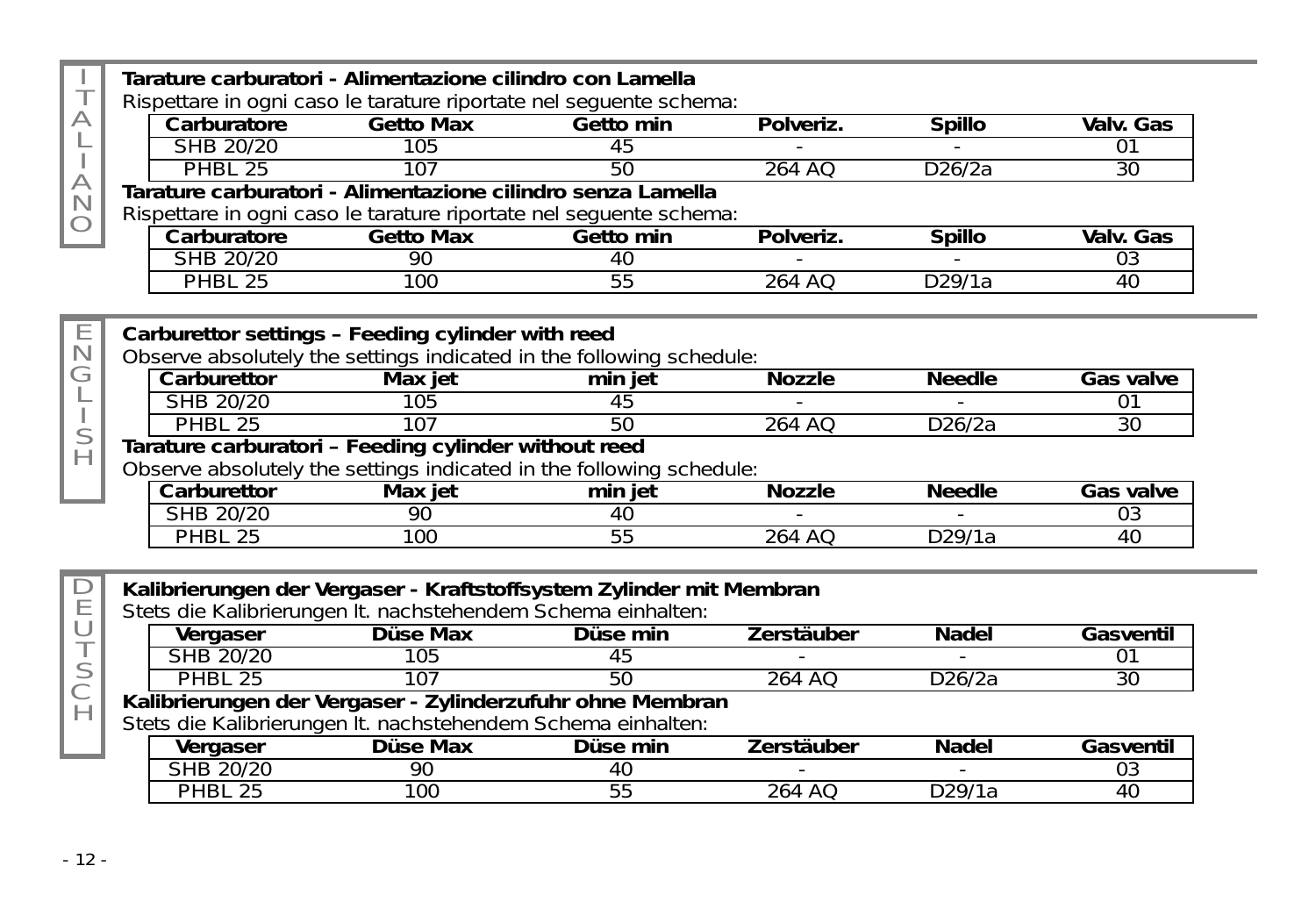ITALIANO

**Tarature carburatori - Alimentazione cilindro con Lamella**

Rispettare in ogni caso le tarature riportate nel seguente schema:

| Carburatore | Getto Max | Getto min | Polveriz. | Spillo | Valv. Gas |
|---|---|---|---|---|---|
| SHB 20/20 | 105 | 45 | - | - | 01 |
| PHBL 25 | 107 | 50 | 264 AQ | D26/2a | 30 |

**Tarature carburatori - Alimentazione cilindro senza Lamella**

Rispettare in ogni caso le tarature riportate nel seguente schema:

| Carburatore | Getto Max | Getto min | Polveriz. | Spillo | Valv. Gas |
|---|---|---|---|---|---|
| SHB 20/20 | 90 | 40 | - | - | 03 |
| PHBL 25 | 100 | 55 | 264 AQ | D29/1a | 40 |

ENGLISH

**Carburettor settings – Feeding cylinder with reed**

Observe absolutely the settings indicated in the following schedule:

| Carburettor | Max jet | min jet | Nozzle | Needle | Gas valve |
|---|---|---|---|---|---|
| SHB 20/20 | 105 | 45 | - | - | 01 |
| PHBL 25 | 107 | 50 | 264 AQ | D26/2a | 30 |

**Tarature carburatori – Feeding cylinder without reed**

Observe absolutely the settings indicated in the following schedule:

| Carburettor | Max jet | min jet | Nozzle | Needle | Gas valve |
|---|---|---|---|---|---|
| SHB 20/20 | 90 | 40 | - | - | 03 |
| PHBL 25 | 100 | 55 | 264 AQ | D29/1a | 40 |

DEUTSCH

**Kalibrierungen der Vergaser - Kraftstoffsystem Zylinder mit Membran**

Stets die Kalibrierungen lt. nachstehendem Schema einhalten:

| Vergaser | Düse Max | Düse min | Zerstäuber | Nadel | Gasventil |
|---|---|---|---|---|---|
| SHB 20/20 | 105 | 45 | - | - | 01 |
| PHBL 25 | 107 | 50 | 264 AQ | D26/2a | 30 |

**Kalibrierungen der Vergaser - Zylinderzufuhr ohne Membran**

Stets die Kalibrierungen lt. nachstehendem Schema einhalten:

| Vergaser | Düse Max | Düse min | Zerstäuber | Nadel | Gasventil |
|---|---|---|---|---|---|
| SHB 20/20 | 90 | 40 | - | - | 03 |
| PHBL 25 | 100 | 55 | 264 AQ | D29/1a | 40 |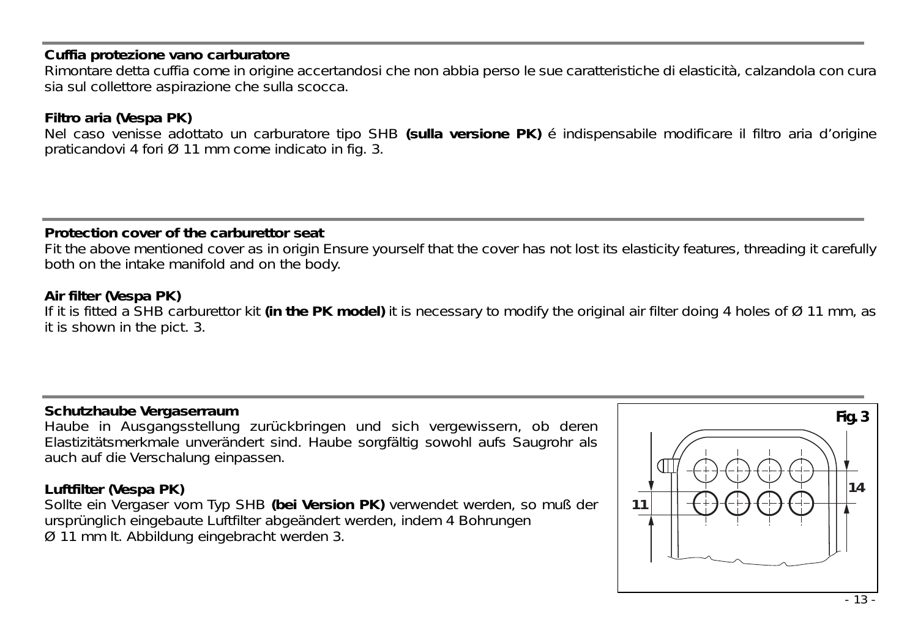**Cuffia protezione vano carburatore**
Rimontare detta cuffia come in origine accertandosi che non abbia perso le sue caratteristiche di elasticità, calzandola con cura sia sul collettore aspirazione che sulla scocca.

**Filtro aria (Vespa PK)**
Nel caso venisse adottato un carburatore tipo SHB **(sulla versione PK)** é indispensabile modificare il filtro aria d'origine praticandovi 4 fori Ø 11 mm come indicato in fig. 3.

---

**Protection cover of the carburettor seat**
Fit the above mentioned cover as in origin Ensure yourself that the cover has not lost its elasticity features, threading it carefully both on the intake manifold and on the body.

**Air filter (Vespa PK)**
If it is fitted a SHB carburettor kit **(in the PK model)** it is necessary to modify the original air filter doing 4 holes of Ø 11 mm, as it is shown in the pict. 3.

---

**Schutzhaube Vergaserraum**
Haube in Ausgangsstellung zurückbringen und sich vergewissern, ob deren Elastizitätsmerkmale unverändert sind. Haube sorgfältig sowohl aufs Saugrohr als auch auf die Verschalung einpassen.

**Luftfilter (Vespa PK)**
Sollte ein Vergaser vom Typ SHB **(bei Version PK)** verwendet werden, so muß der ursprünglich eingebaute Luftfilter abgeändert werden, indem 4 Bohrungen
Ø 11 mm lt. Abbildung eingebracht werden 3.

**Fig. 3**

11

14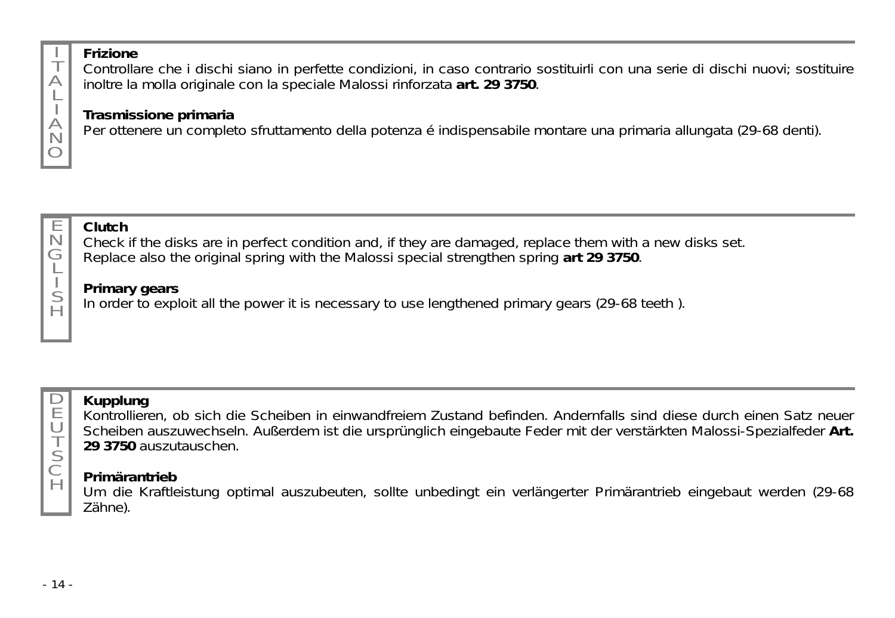## ITALIANO

**Frizione**
Controllare che i dischi siano in perfette condizioni, in caso contrario sostituirli con una serie di dischi nuovi; sostituire inoltre la molla originale con la speciale Malossi rinforzata **art. 29 3750**.

**Trasmissione primaria**
Per ottenere un completo sfruttamento della potenza é indispensabile montare una primaria allungata (29-68 denti).

## ENGLISH

**Clutch**
Check if the disks are in perfect condition and, if they are damaged, replace them with a new disks set.
Replace also the original spring with the Malossi special strengthen spring **art 29 3750**.

**Primary gears**
In order to exploit all the power it is necessary to use lengthened primary gears (29-68 teeth ).

## DEUTSCH

**Kupplung**
Kontrollieren, ob sich die Scheiben in einwandfreiem Zustand befinden. Andernfalls sind diese durch einen Satz neuer Scheiben auszuwechseln. Außerdem ist die ursprünglich eingebaute Feder mit der verstärkten Malossi-Spezialfeder **Art. 29 3750** auszutauschen.

**Primärantrieb**
Um die Kraftleistung optimal auszubeuten, sollte unbedingt ein verlängerter Primärantrieb eingebaut werden (29-68 Zähne).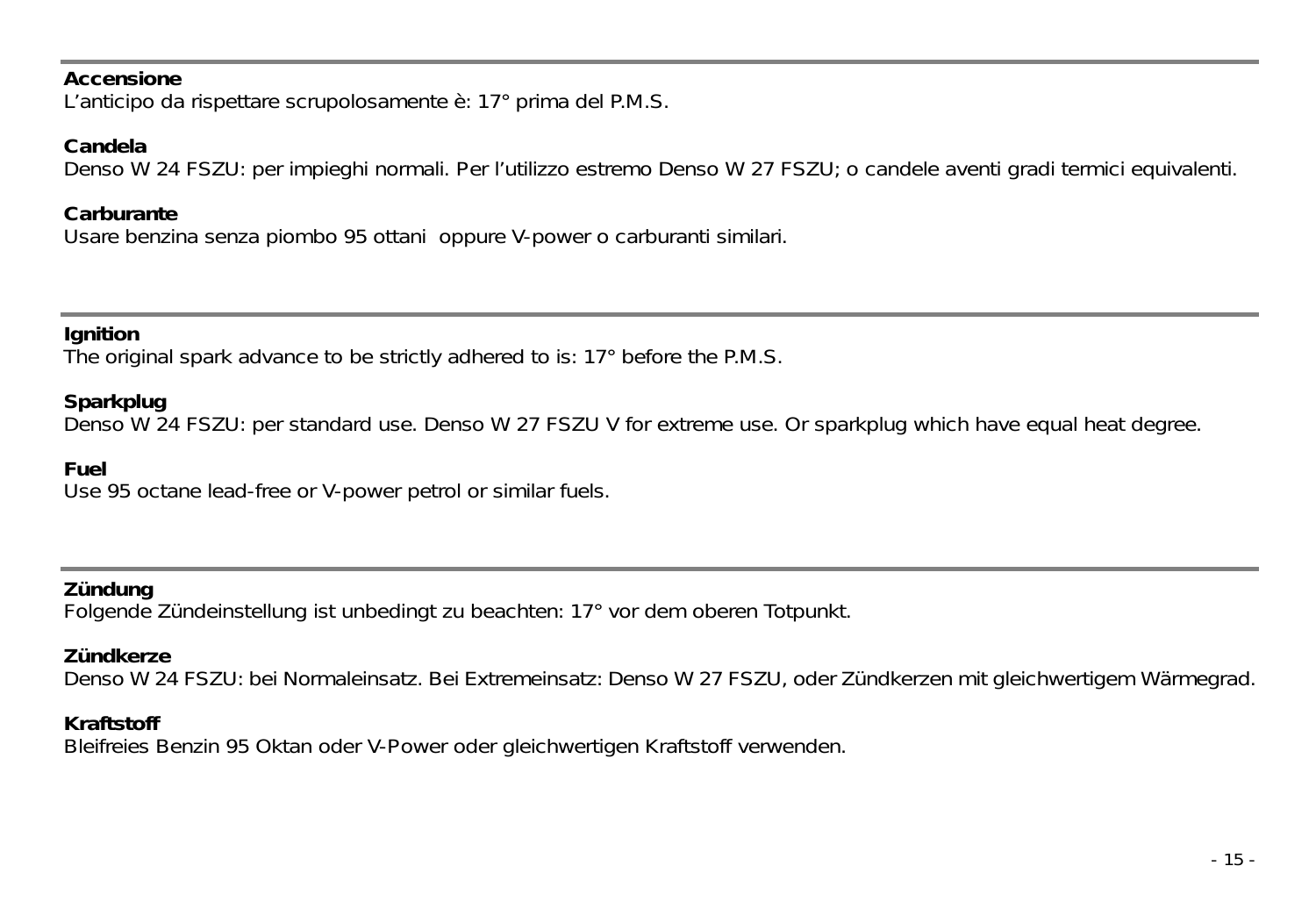**Accensione**
L’anticipo da rispettare scrupolosamente è: 17° prima del P.M.S.

**Candela**
Denso W 24 FSZU: per impieghi normali. Per l’utilizzo estremo Denso W 27 FSZU; o candele aventi gradi termici equivalenti.

**Carburante**
Usare benzina senza piombo 95 ottani  oppure V-power o carburanti similari.

---

**Ignition**
The original spark advance to be strictly adhered to is: 17° before the P.M.S.

**Sparkplug**
Denso W 24 FSZU: per standard use. Denso W 27 FSZU V for extreme use. Or sparkplug which have equal heat degree.

**Fuel**
Use 95 octane lead-free or V-power petrol or similar fuels.

---

**Zündung**
Folgende Zündeinstellung ist unbedingt zu beachten: 17° vor dem oberen Totpunkt.

**Zündkerze**
Denso W 24 FSZU: bei Normaleinsatz. Bei Extremeinsatz: Denso W 27 FSZU, oder Zündkerzen mit gleichwertigem Wärmegrad.

**Kraftstoff**
Bleifreies Benzin 95 Oktan oder V-Power oder gleichwertigen Kraftstoff verwenden.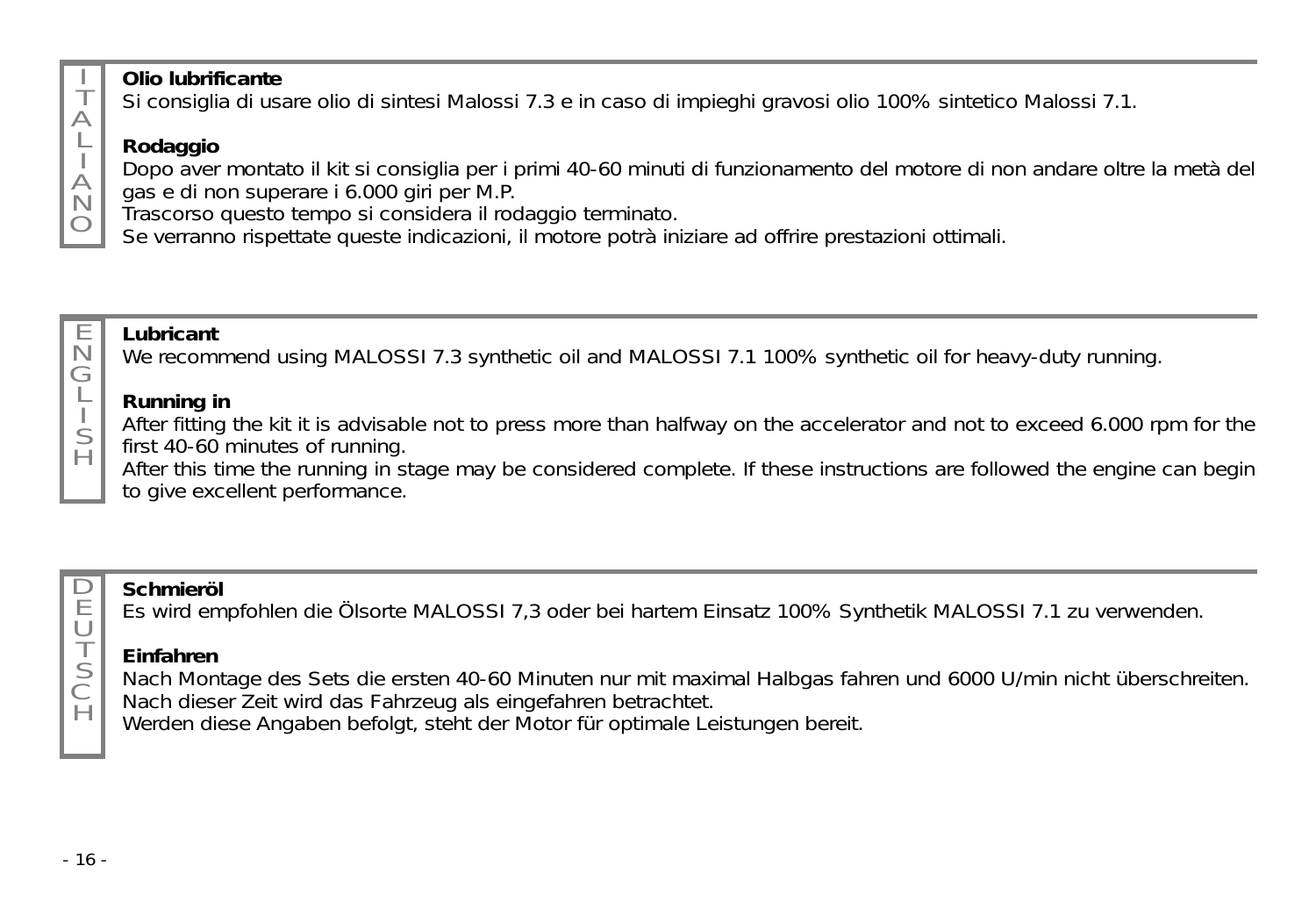ITALIANO

**Olio lubrificante**

Si consiglia di usare olio di sintesi Malossi 7.3 e in caso di impieghi gravosi olio 100% sintetico Malossi 7.1.

**Rodaggio**

Dopo aver montato il kit si consiglia per i primi 40-60 minuti di funzionamento del motore di non andare oltre la metà del gas e di non superare i 6.000 giri per M.P.
Trascorso questo tempo si considera il rodaggio terminato.
Se verranno rispettate queste indicazioni, il motore potrà iniziare ad offrire prestazioni ottimali.

ENGLISH

**Lubricant**

We recommend using MALOSSI 7.3 synthetic oil and MALOSSI 7.1 100% synthetic oil for heavy-duty running.

**Running in**

After fitting the kit it is advisable not to press more than halfway on the accelerator and not to exceed 6.000 rpm for the first 40-60 minutes of running.
After this time the running in stage may be considered complete. If these instructions are followed the engine can begin to give excellent performance.

DEUTSCH

**Schmieröl**

Es wird empfohlen die Ölsorte MALOSSI 7,3 oder bei hartem Einsatz 100% Synthetik MALOSSI 7.1 zu verwenden.

**Einfahren**

Nach Montage des Sets die ersten 40-60 Minuten nur mit maximal Halbgas fahren und 6000 U/min nicht überschreiten.
Nach dieser Zeit wird das Fahrzeug als eingefahren betrachtet.
Werden diese Angaben befolgt, steht der Motor für optimale Leistungen bereit.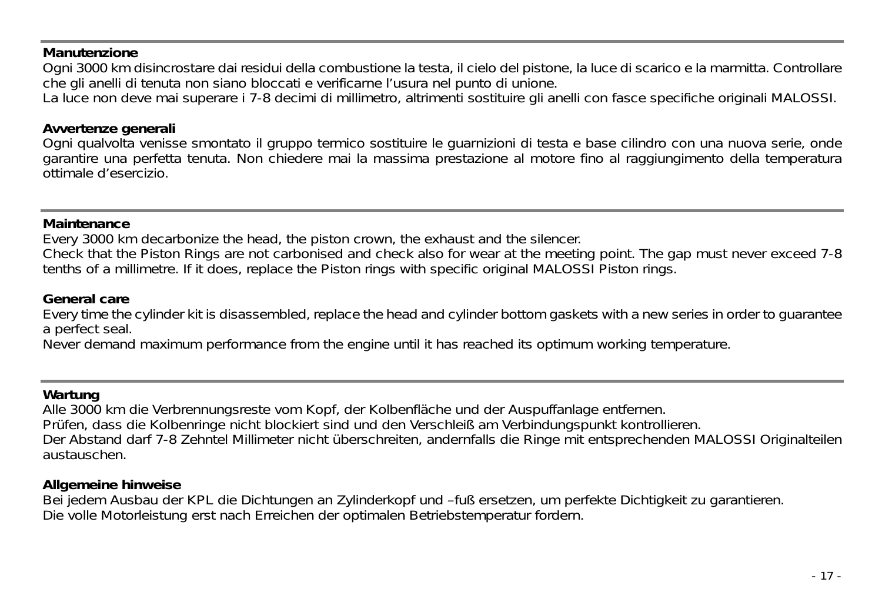**Manutenzione**

Ogni 3000 km disincrostare dai residui della combustione la testa, il cielo del pistone, la luce di scarico e la marmitta. Controllare che gli anelli di tenuta non siano bloccati e verificarne l'usura nel punto di unione.
La luce non deve mai superare i 7-8 decimi di millimetro, altrimenti sostituire gli anelli con fasce specifiche originali MALOSSI.

**Avvertenze generali**

Ogni qualvolta venisse smontato il gruppo termico sostituire le guarnizioni di testa e base cilindro con una nuova serie, onde garantire una perfetta tenuta. Non chiedere mai la massima prestazione al motore fino al raggiungimento della temperatura ottimale d'esercizio.

---

**Maintenance**

Every 3000 km decarbonize the head, the piston crown, the exhaust and the silencer.
Check that the Piston Rings are not carbonised and check also for wear at the meeting point. The gap must never exceed 7-8 tenths of a millimetre. If it does, replace the Piston rings with specific original MALOSSI Piston rings.

**General care**

Every time the cylinder kit is disassembled, replace the head and cylinder bottom gaskets with a new series in order to guarantee a perfect seal.
Never demand maximum performance from the engine until it has reached its optimum working temperature.

---

**Wartung**

Alle 3000 km die Verbrennungsreste vom Kopf, der Kolbenfläche und der Auspuffanlage entfernen.
Prüfen, dass die Kolbenringe nicht blockiert sind und den Verschleiß am Verbindungspunkt kontrollieren.
Der Abstand darf 7-8 Zehntel Millimeter nicht überschreiten, andernfalls die Ringe mit entsprechenden MALOSSI Originalteilen austauschen.

**Allgemeine hinweise**

Bei jedem Ausbau der KPL die Dichtungen an Zylinderkopf und –fuß ersetzen, um perfekte Dichtigkeit zu garantieren.
Die volle Motorleistung erst nach Erreichen der optimalen Betriebstemperatur fordern.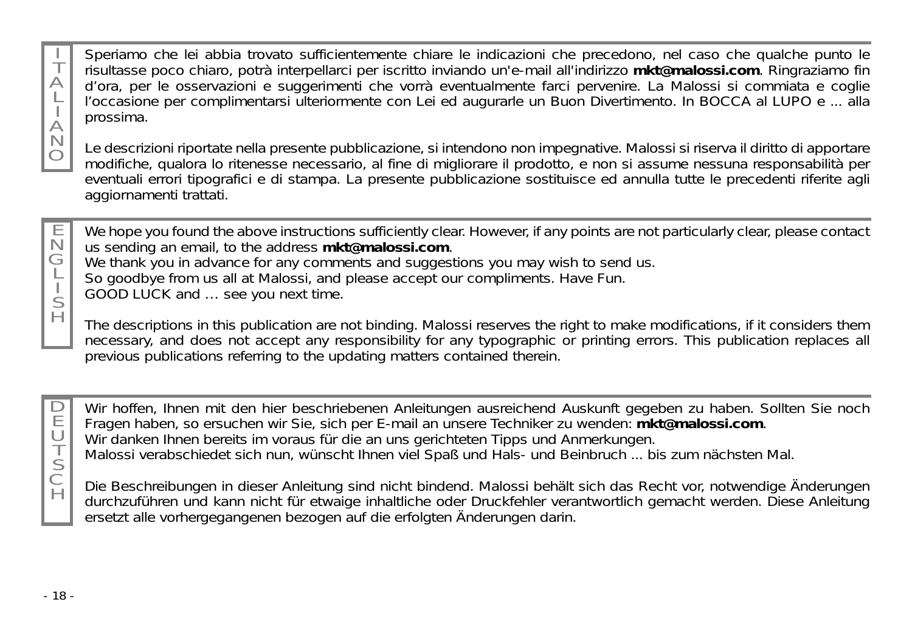## ITALIANO

Speriamo che lei abbia trovato sufficientemente chiare le indicazioni che precedono, nel caso che qualche punto le risultasse poco chiaro, potrà interpellarci per iscritto inviando un'e-mail all'indirizzo **mkt@malossi.com**. Ringraziamo fin d'ora, per le osservazioni e suggerimenti che vorrà eventualmente farci pervenire. La Malossi si commiata e coglie l'occasione per complimentarsi ulteriormente con Lei ed augurarle un Buon Divertimento. In BOCCA al LUPO e ... alla prossima.

Le descrizioni riportate nella presente pubblicazione, si intendono non impegnative. Malossi si riserva il diritto di apportare modifiche, qualora lo ritenesse necessario, al fine di migliorare il prodotto, e non si assume nessuna responsabilità per eventuali errori tipografici e di stampa. La presente pubblicazione sostituisce ed annulla tutte le precedenti riferite agli aggiornamenti trattati.

## ENGLISH

We hope you found the above instructions sufficiently clear. However, if any points are not particularly clear, please contact us sending an email, to the address **mkt@malossi.com**.
We thank you in advance for any comments and suggestions you may wish to send us.
So goodbye from us all at Malossi, and please accept our compliments. Have Fun.
GOOD LUCK and … see you next time.

The descriptions in this publication are not binding. Malossi reserves the right to make modifications, if it considers them necessary, and does not accept any responsibility for any typographic or printing errors. This publication replaces all previous publications referring to the updating matters contained therein.

## DEUTSCH

Wir hoffen, Ihnen mit den hier beschriebenen Anleitungen ausreichend Auskunft gegeben zu haben. Sollten Sie noch Fragen haben, so ersuchen wir Sie, sich per E-mail an unsere Techniker zu wenden: **mkt@malossi.com**.
Wir danken Ihnen bereits im voraus für die an uns gerichteten Tipps und Anmerkungen.
Malossi verabschiedet sich nun, wünscht Ihnen viel Spaß und Hals- und Beinbruch ... bis zum nächsten Mal.

Die Beschreibungen in dieser Anleitung sind nicht bindend. Malossi behält sich das Recht vor, notwendige Änderungen durchzuführen und kann nicht für etwaige inhaltliche oder Druckfehler verantwortlich gemacht werden. Diese Anleitung ersetzt alle vorhergegangenen bezogen auf die erfolgten Änderungen darin.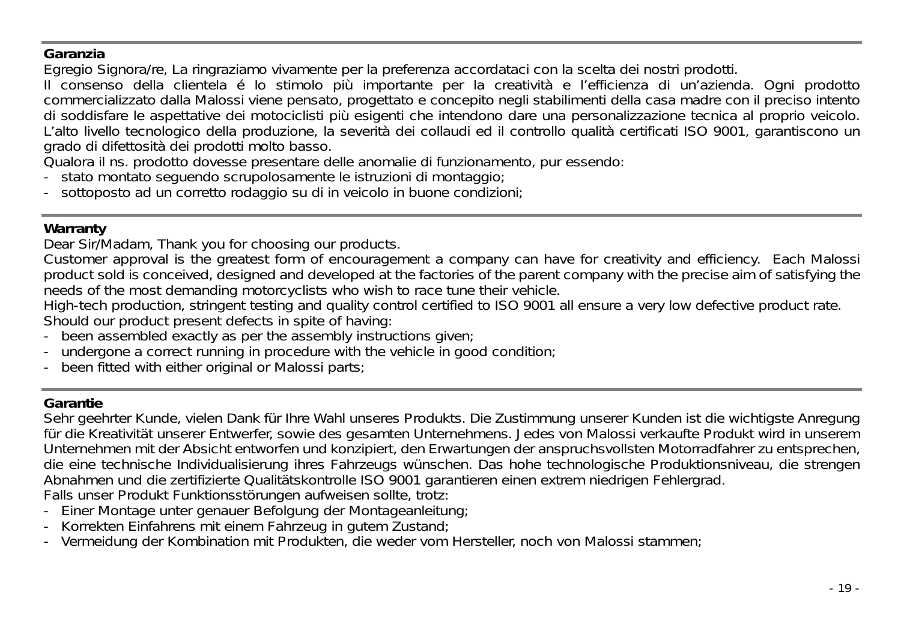**Garanzia**

Egregio Signora/re, La ringraziamo vivamente per la preferenza accordataci con la scelta dei nostri prodotti.

Il consenso della clientela é lo stimolo più importante per la creatività e l'efficienza di un'azienda. Ogni prodotto commercializzato dalla Malossi viene pensato, progettato e concepito negli stabilimenti della casa madre con il preciso intento di soddisfare le aspettative dei motociclisti più esigenti che intendono dare una personalizzazione tecnica al proprio veicolo. L'alto livello tecnologico della produzione, la severità dei collaudi ed il controllo qualità certificati ISO 9001, garantiscono un grado di difettosità dei prodotti molto basso.

Qualora il ns. prodotto dovesse presentare delle anomalie di funzionamento, pur essendo:

- stato montato seguendo scrupolosamente le istruzioni di montaggio;
- sottoposto ad un corretto rodaggio su di in veicolo in buone condizioni;

---

**Warranty**

Dear Sir/Madam, Thank you for choosing our products.

Customer approval is the greatest form of encouragement a company can have for creativity and efficiency. Each Malossi product sold is conceived, designed and developed at the factories of the parent company with the precise aim of satisfying the needs of the most demanding motorcyclists who wish to race tune their vehicle.

High-tech production, stringent testing and quality control certified to ISO 9001 all ensure a very low defective product rate.

Should our product present defects in spite of having:

- been assembled exactly as per the assembly instructions given;
- undergone a correct running in procedure with the vehicle in good condition;
- been fitted with either original or Malossi parts;

---

**Garantie**

Sehr geehrter Kunde, vielen Dank für Ihre Wahl unseres Produkts. Die Zustimmung unserer Kunden ist die wichtigste Anregung für die Kreativität unserer Entwerfer, sowie des gesamten Unternehmens. Jedes von Malossi verkaufte Produkt wird in unserem Unternehmen mit der Absicht entworfen und konzipiert, den Erwartungen der anspruchsvollsten Motorradfahrer zu entsprechen, die eine technische Individualisierung ihres Fahrzeugs wünschen. Das hohe technologische Produktionsniveau, die strengen Abnahmen und die zertifizierte Qualitätskontrolle ISO 9001 garantieren einen extrem niedrigen Fehlergrad.

Falls unser Produkt Funktionsstörungen aufweisen sollte, trotz:

- Einer Montage unter genauer Befolgung der Montageanleitung;
- Korrekten Einfahrens mit einem Fahrzeug in gutem Zustand;
- Vermeidung der Kombination mit Produkten, die weder vom Hersteller, noch von Malossi stammen;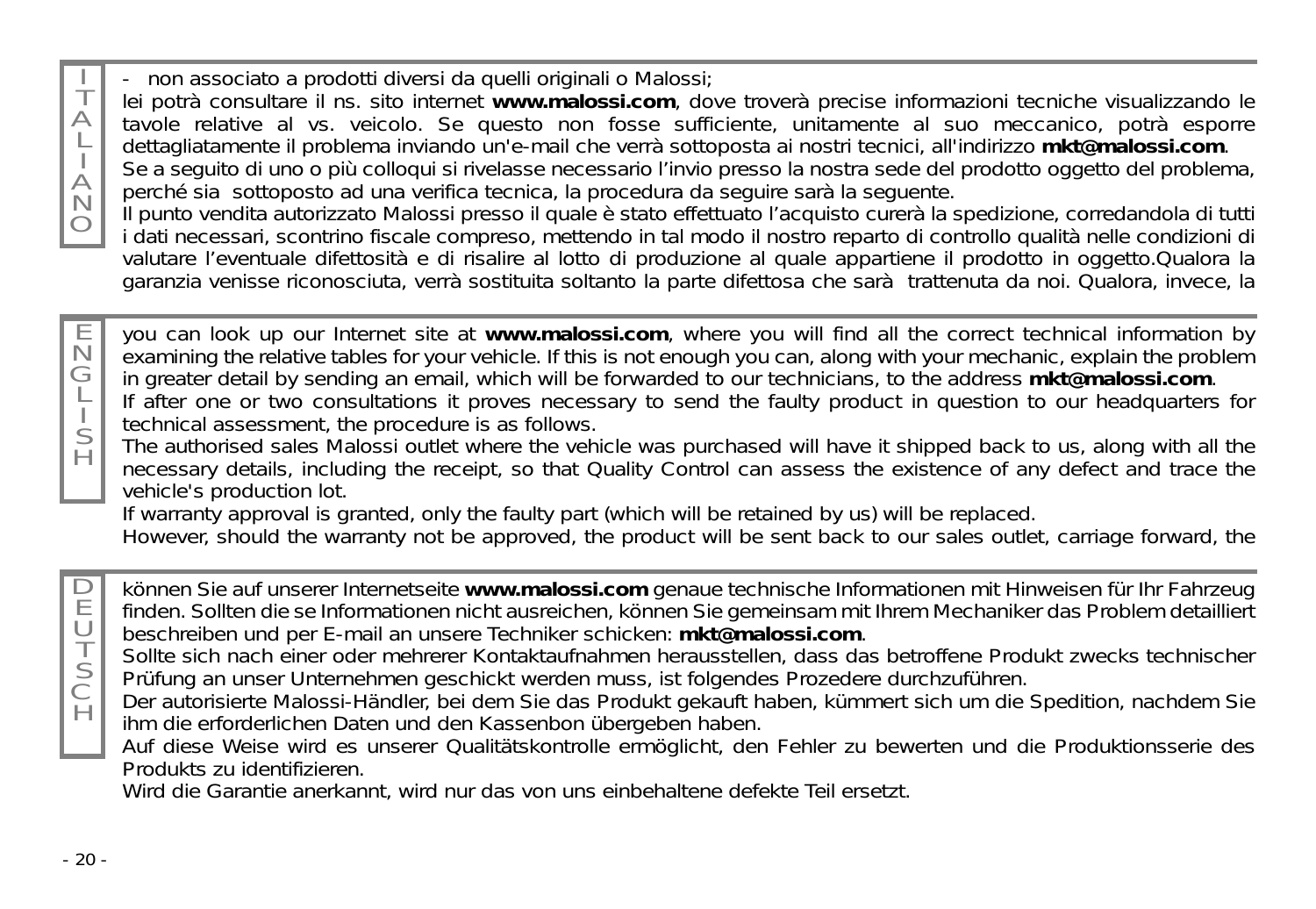## ITALIANO

- non associato a prodotti diversi da quelli originali o Malossi;

lei potrà consultare il ns. sito internet **www.malossi.com**, dove troverà precise informazioni tecniche visualizzando le tavole relative al vs. veicolo. Se questo non fosse sufficiente, unitamente al suo meccanico, potrà esporre dettagliatamente il problema inviando un'e-mail che verrà sottoposta ai nostri tecnici, all'indirizzo **mkt@malossi.com**.

Se a seguito di uno o più colloqui si rivelasse necessario l'invio presso la nostra sede del prodotto oggetto del problema, perché sia sottoposto ad una verifica tecnica, la procedura da seguire sarà la seguente.

Il punto vendita autorizzato Malossi presso il quale è stato effettuato l'acquisto curerà la spedizione, corredandola di tutti i dati necessari, scontrino fiscale compreso, mettendo in tal modo il nostro reparto di controllo qualità nelle condizioni di valutare l'eventuale difettosità e di risalire al lotto di produzione al quale appartiene il prodotto in oggetto.Qualora la garanzia venisse riconosciuta, verrà sostituita soltanto la parte difettosa che sarà trattenuta da noi. Qualora, invece, la

## ENGLISH

you can look up our Internet site at **www.malossi.com**, where you will find all the correct technical information by examining the relative tables for your vehicle. If this is not enough you can, along with your mechanic, explain the problem in greater detail by sending an email, which will be forwarded to our technicians, to the address **mkt@malossi.com**.

If after one or two consultations it proves necessary to send the faulty product in question to our headquarters for technical assessment, the procedure is as follows.

The authorised sales Malossi outlet where the vehicle was purchased will have it shipped back to us, along with all the necessary details, including the receipt, so that Quality Control can assess the existence of any defect and trace the vehicle's production lot.

If warranty approval is granted, only the faulty part (which will be retained by us) will be replaced.

However, should the warranty not be approved, the product will be sent back to our sales outlet, carriage forward, the

## DEUTSCH

können Sie auf unserer Internetseite **www.malossi.com** genaue technische Informationen mit Hinweisen für Ihr Fahrzeug finden. Sollten die se Informationen nicht ausreichen, können Sie gemeinsam mit Ihrem Mechaniker das Problem detailliert beschreiben und per E-mail an unsere Techniker schicken: **mkt@malossi.com**.

Sollte sich nach einer oder mehrerer Kontaktaufnahmen herausstellen, dass das betroffene Produkt zwecks technischer Prüfung an unser Unternehmen geschickt werden muss, ist folgendes Prozedere durchzuführen.

Der autorisierte Malossi-Händler, bei dem Sie das Produkt gekauft haben, kümmert sich um die Spedition, nachdem Sie ihm die erforderlichen Daten und den Kassenbon übergeben haben.

Auf diese Weise wird es unserer Qualitätskontrolle ermöglicht, den Fehler zu bewerten und die Produktionsserie des Produkts zu identifizieren.

Wird die Garantie anerkannt, wird nur das von uns einbehaltene defekte Teil ersetzt.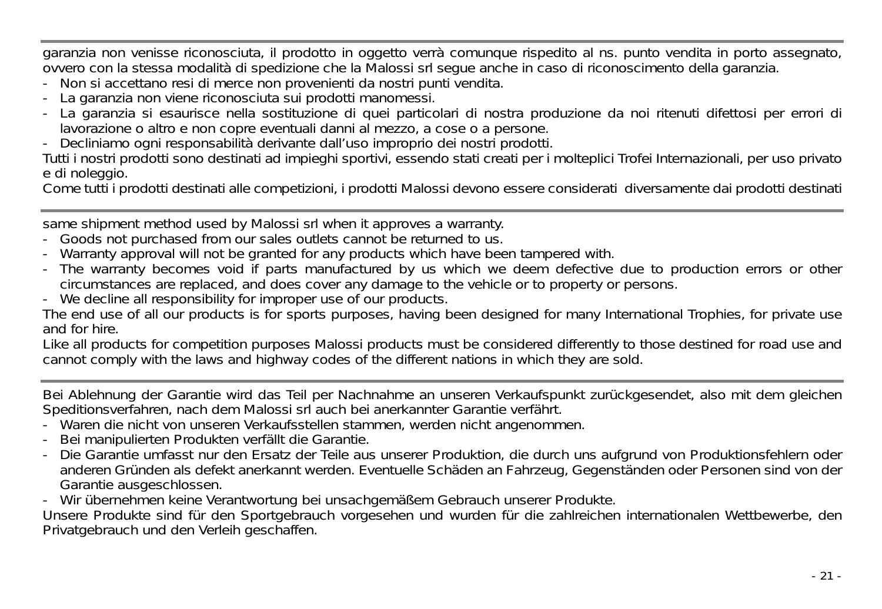garanzia non venisse riconosciuta, il prodotto in oggetto verrà comunque rispedito al ns. punto vendita in porto assegnato, ovvero con la stessa modalità di spedizione che la Malossi srl segue anche in caso di riconoscimento della garanzia.

- Non si accettano resi di merce non provenienti da nostri punti vendita.
- La garanzia non viene riconosciuta sui prodotti manomessi.
- La garanzia si esaurisce nella sostituzione di quei particolari di nostra produzione da noi ritenuti difettosi per errori di lavorazione o altro e non copre eventuali danni al mezzo, a cose o a persone.
- Decliniamo ogni responsabilità derivante dall'uso improprio dei nostri prodotti.

Tutti i nostri prodotti sono destinati ad impieghi sportivi, essendo stati creati per i molteplici Trofei Internazionali, per uso privato e di noleggio.

Come tutti i prodotti destinati alle competizioni, i prodotti Malossi devono essere considerati diversamente dai prodotti destinati

---

same shipment method used by Malossi srl when it approves a warranty.

- Goods not purchased from our sales outlets cannot be returned to us.
- Warranty approval will not be granted for any products which have been tampered with.
- The warranty becomes void if parts manufactured by us which we deem defective due to production errors or other circumstances are replaced, and does cover any damage to the vehicle or to property or persons.
- We decline all responsibility for improper use of our products.

The end use of all our products is for sports purposes, having been designed for many International Trophies, for private use and for hire.

Like all products for competition purposes Malossi products must be considered differently to those destined for road use and cannot comply with the laws and highway codes of the different nations in which they are sold.

---

Bei Ablehnung der Garantie wird das Teil per Nachnahme an unseren Verkaufspunkt zurückgesendet, also mit dem gleichen Speditionsverfahren, nach dem Malossi srl auch bei anerkannter Garantie verfährt.

- Waren die nicht von unseren Verkaufsstellen stammen, werden nicht angenommen.
- Bei manipulierten Produkten verfällt die Garantie.
- Die Garantie umfasst nur den Ersatz der Teile aus unserer Produktion, die durch uns aufgrund von Produktionsfehlern oder anderen Gründen als defekt anerkannt werden. Eventuelle Schäden an Fahrzeug, Gegenständen oder Personen sind von der Garantie ausgeschlossen.
- Wir übernehmen keine Verantwortung bei unsachgemäßem Gebrauch unserer Produkte.

Unsere Produkte sind für den Sportgebrauch vorgesehen und wurden für die zahlreichen internationalen Wettbewerbe, den Privatgebrauch und den Verleih geschaffen.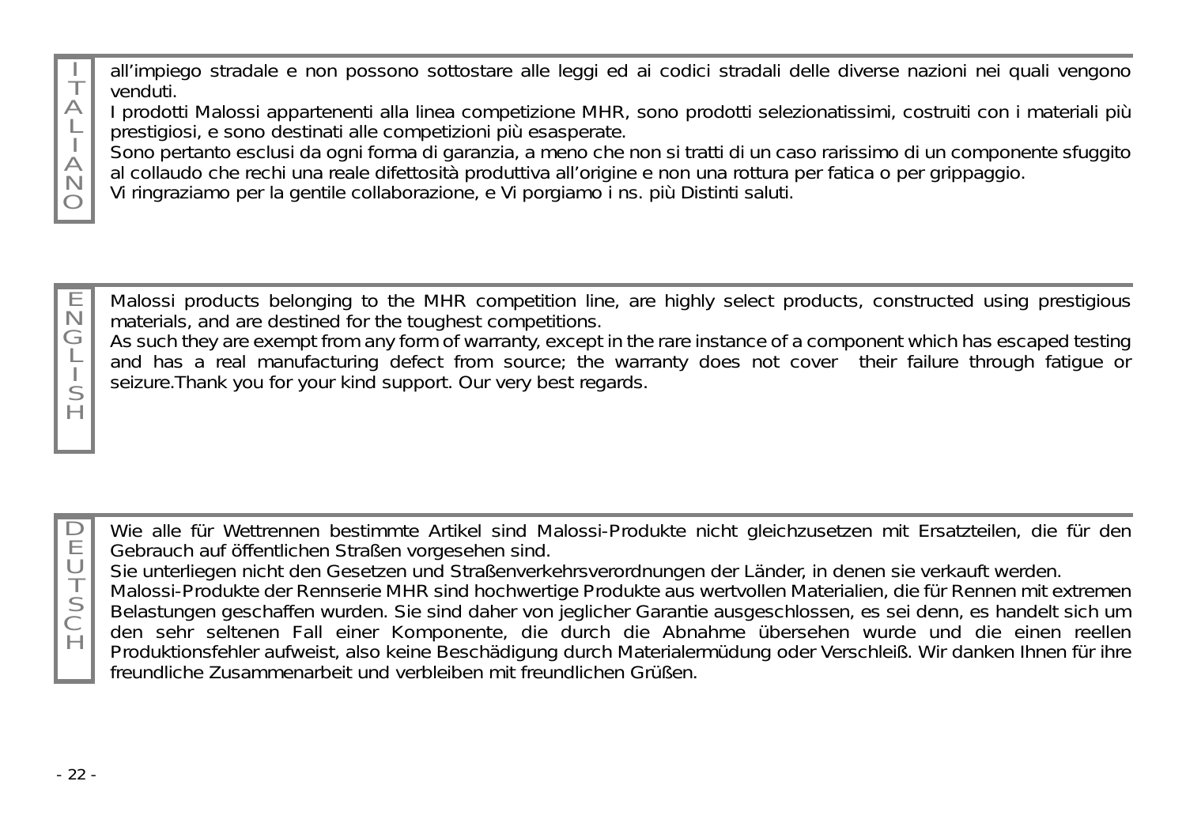## ITALIANO

all’impiego stradale e non possono sottostare alle leggi ed ai codici stradali delle diverse nazioni nei quali vengono venduti.
I prodotti Malossi appartenenti alla linea competizione MHR, sono prodotti selezionatissimi, costruiti con i materiali più prestigiosi, e sono destinati alle competizioni più esasperate.
Sono pertanto esclusi da ogni forma di garanzia, a meno che non si tratti di un caso rarissimo di un componente sfuggito al collaudo che rechi una reale difettosità produttiva all’origine e non una rottura per fatica o per grippaggio.
Vi ringraziamo per la gentile collaborazione, e Vi porgiamo i ns. più Distinti saluti.

## ENGLISH

Malossi products belonging to the MHR competition line, are highly select products, constructed using prestigious materials, and are destined for the toughest competitions.
As such they are exempt from any form of warranty, except in the rare instance of a component which has escaped testing and has a real manufacturing defect from source; the warranty does not cover their failure through fatigue or seizure.Thank you for your kind support. Our very best regards.

## DEUTSCH

Wie alle für Wettrennen bestimmte Artikel sind Malossi-Produkte nicht gleichzusetzen mit Ersatzteilen, die für den Gebrauch auf öffentlichen Straßen vorgesehen sind.
Sie unterliegen nicht den Gesetzen und Straßenverkehrsverordnungen der Länder, in denen sie verkauft werden.
Malossi-Produkte der Rennserie MHR sind hochwertige Produkte aus wertvollen Materialien, die für Rennen mit extremen Belastungen geschaffen wurden. Sie sind daher von jeglicher Garantie ausgeschlossen, es sei denn, es handelt sich um den sehr seltenen Fall einer Komponente, die durch die Abnahme übersehen wurde und die einen reellen Produktionsfehler aufweist, also keine Beschädigung durch Materialermüdung oder Verschleiß. Wir danken Ihnen für ihre freundliche Zusammenarbeit und verbleiben mit freundlichen Grüßen.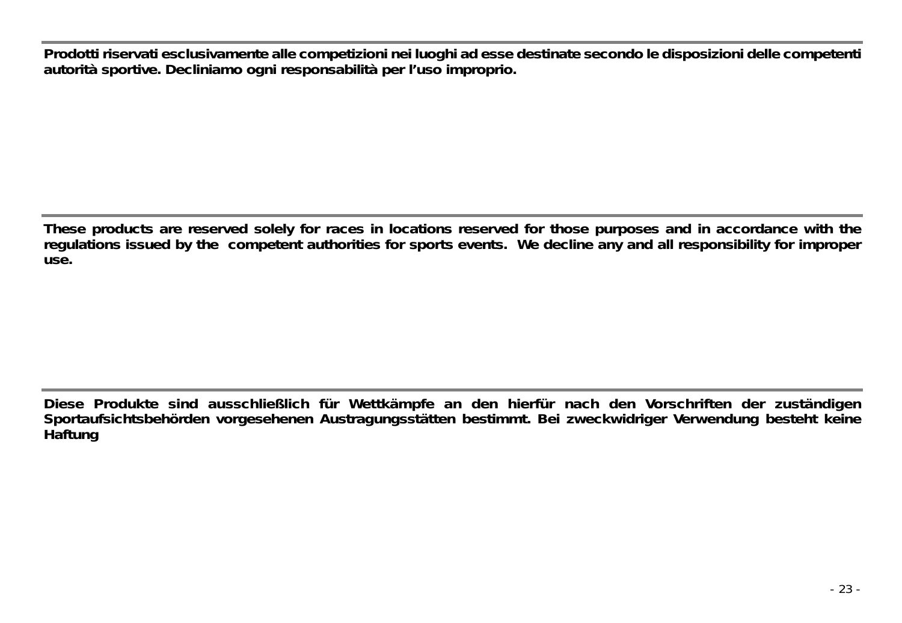---

**Prodotti riservati esclusivamente alle competizioni nei luoghi ad esse destinate secondo le disposizioni delle competenti autorità sportive. Decliniamo ogni responsabilità per l'uso improprio.**

---

**These products are reserved solely for races in locations reserved for those purposes and in accordance with the regulations issued by the competent authorities for sports events. We decline any and all responsibility for improper use.**

---

**Diese Produkte sind ausschließlich für Wettkämpfe an den hierfür nach den Vorschriften der zuständigen Sportaufsichtsbehörden vorgesehenen Austragungsstätten bestimmt. Bei zweckwidriger Verwendung besteht keine Haftung**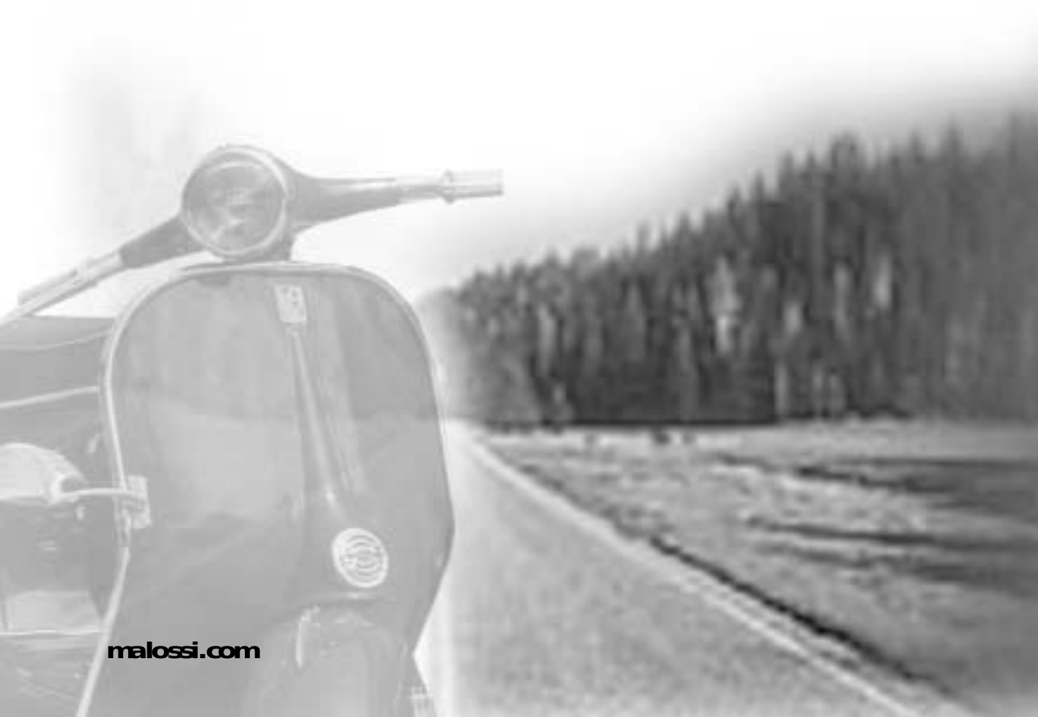malossi.com